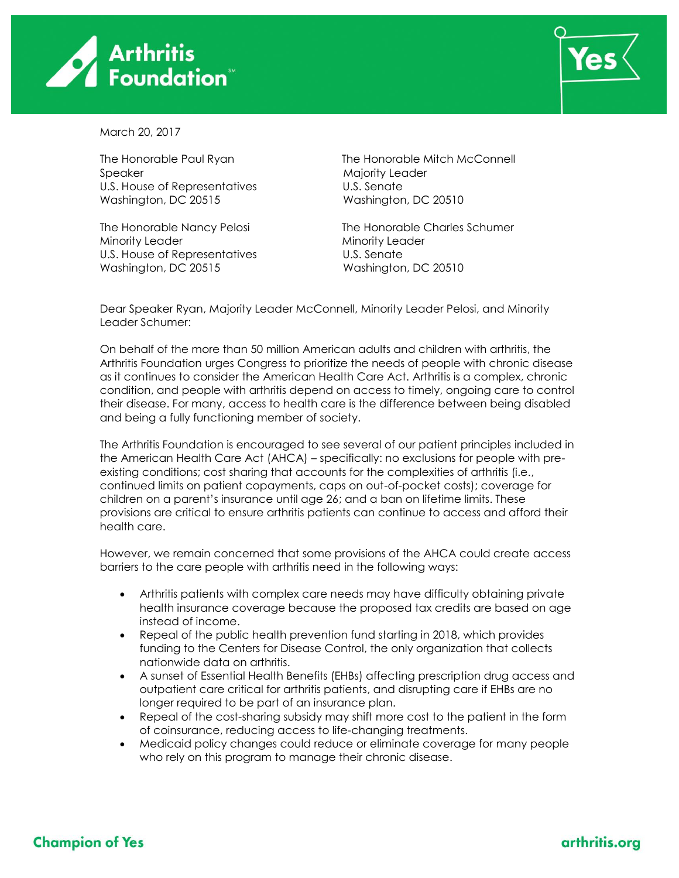March 20, 2017

The Honorable Paul Ryan
Speaker
U.S. House of Representatives
Washington, DC 20515

The Honorable Mitch McConnell
Majority Leader
U.S. Senate
Washington, DC 20510

The Honorable Nancy Pelosi
Minority Leader
U.S. House of Representatives
Washington, DC 20515

The Honorable Charles Schumer
Minority Leader
U.S. Senate
Washington, DC 20510

Dear Speaker Ryan, Majority Leader McConnell, Minority Leader Pelosi, and Minority Leader Schumer:

On behalf of the more than 50 million American adults and children with arthritis, the Arthritis Foundation urges Congress to prioritize the needs of people with chronic disease as it continues to consider the American Health Care Act. Arthritis is a complex, chronic condition, and people with arthritis depend on access to timely, ongoing care to control their disease. For many, access to health care is the difference between being disabled and being a fully functioning member of society.

The Arthritis Foundation is encouraged to see several of our patient principles included in the American Health Care Act (AHCA) – specifically: no exclusions for people with pre-existing conditions; cost sharing that accounts for the complexities of arthritis (i.e., continued limits on patient copayments, caps on out-of-pocket costs); coverage for children on a parent's insurance until age 26; and a ban on lifetime limits. These provisions are critical to ensure arthritis patients can continue to access and afford their health care.

However, we remain concerned that some provisions of the AHCA could create access barriers to the care people with arthritis need in the following ways:

- Arthritis patients with complex care needs may have difficulty obtaining private health insurance coverage because the proposed tax credits are based on age instead of income.
- Repeal of the public health prevention fund starting in 2018, which provides funding to the Centers for Disease Control, the only organization that collects nationwide data on arthritis.
- A sunset of Essential Health Benefits (EHBs) affecting prescription drug access and outpatient care critical for arthritis patients, and disrupting care if EHBs are no longer required to be part of an insurance plan.
- Repeal of the cost-sharing subsidy may shift more cost to the patient in the form of coinsurance, reducing access to life-changing treatments.
- Medicaid policy changes could reduce or eliminate coverage for many people who rely on this program to manage their chronic disease.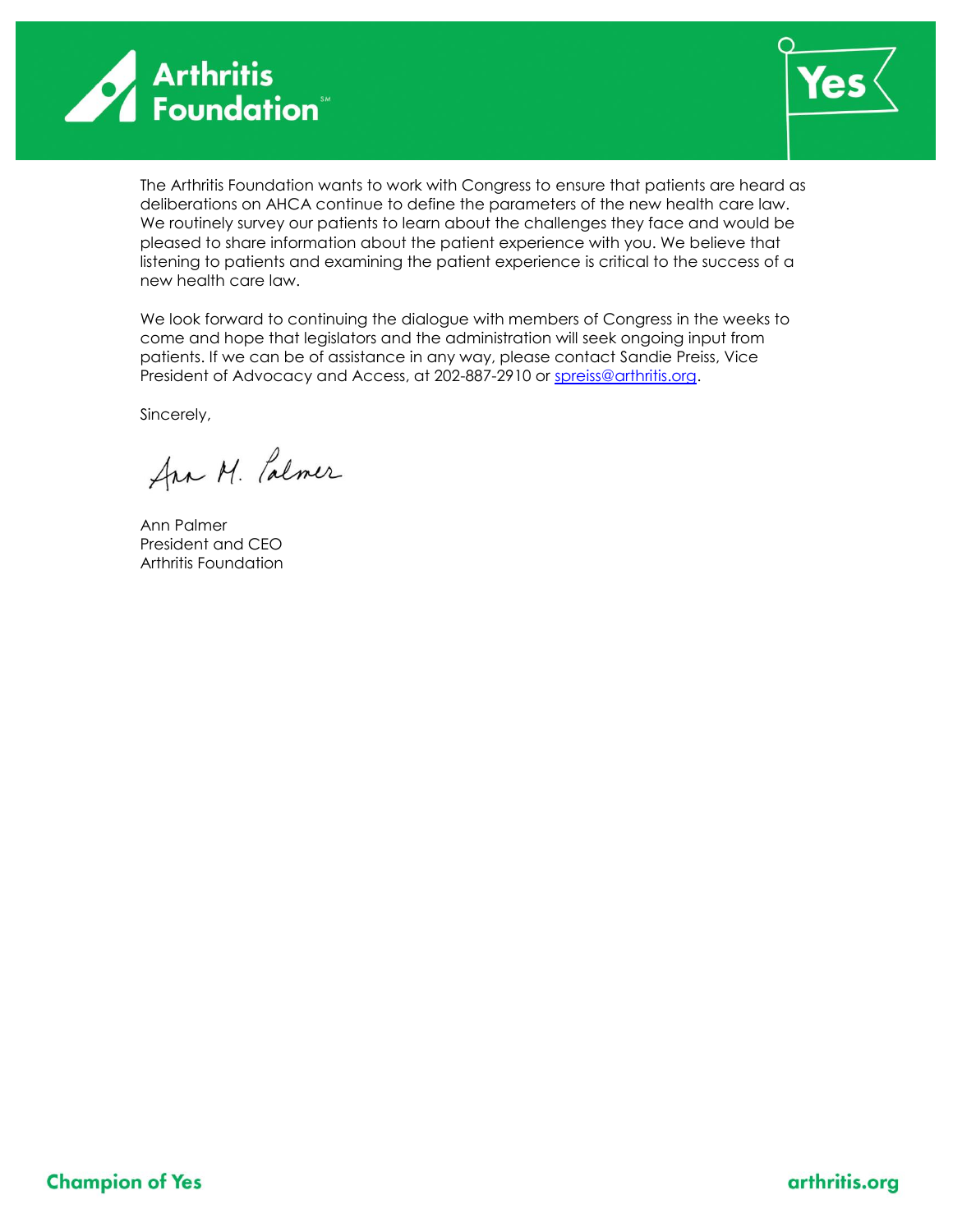The Arthritis Foundation wants to work with Congress to ensure that patients are heard as deliberations on AHCA continue to define the parameters of the new health care law. We routinely survey our patients to learn about the challenges they face and would be pleased to share information about the patient experience with you. We believe that listening to patients and examining the patient experience is critical to the success of a new health care law.

We look forward to continuing the dialogue with members of Congress in the weeks to come and hope that legislators and the administration will seek ongoing input from patients. If we can be of assistance in any way, please contact Sandie Preiss, Vice President of Advocacy and Access, at 202-887-2910 or spreiss@arthritis.org.

Sincerely,

Ann M. Palmer

Ann Palmer
President and CEO
Arthritis Foundation